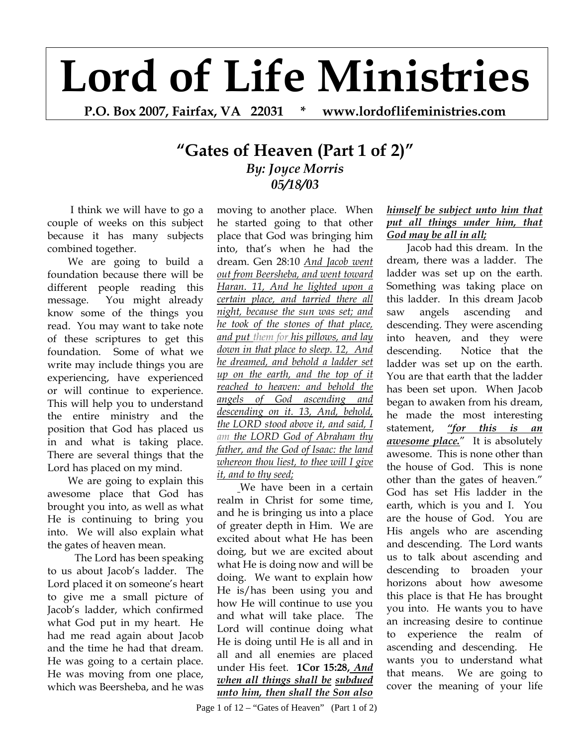// Lord of Life Ministries

# Lord of Life Ministries

**P.O. Box 2007, Fairfax, VA 22031 * www.lordoflifeministries.com**

## "Gates of Heaven (Part 1 of 2)"

***By: Joyce Morris***
***05/18/03***

I think we will have to go a couple of weeks on this subject because it has many subjects combined together.

We are going to build a foundation because there will be different people reading this message. You might already know some of the things you read. You may want to take note of these scriptures to get this foundation. Some of what we write may include things you are experiencing, have experienced or will continue to experience. This will help you to understand the entire ministry and the position that God has placed us in and what is taking place. There are several things that the Lord has placed on my mind.

We are going to explain this awesome place that God has brought you into, as well as what He is continuing to bring you into. We will also explain what the gates of heaven mean.

The Lord has been speaking to us about Jacob's ladder. The Lord placed it on someone's heart to give me a small picture of Jacob's ladder, which confirmed what God put in my heart. He had me read again about Jacob and the time he had that dream. He was going to a certain place. He was moving from one place, which was Beersheba, and he was moving to another place. When he started going to that other place that God was bringing him into, that's when he had the dream. Gen 28:10 *And Jacob went out from Beersheba, and went toward Haran. 11, And he lighted upon a certain place, and tarried there all night, because the sun was set; and he took of the stones of that place, and put them for his pillows, and lay down in that place to sleep. 12, And he dreamed, and behold a ladder set up on the earth, and the top of it reached to heaven: and behold the angels of God ascending and descending on it. 13, And, behold, the LORD stood above it, and said, I am the LORD God of Abraham thy father, and the God of Isaac: the land whereon thou liest, to thee will I give it, and to thy seed;*

We have been in a certain realm in Christ for some time, and he is bringing us into a place of greater depth in Him. We are excited about what He has been doing, but we are excited about what He is doing now and will be doing. We want to explain how He is/has been using you and how He will continue to use you and what will take place. The Lord will continue doing what He is doing until He is all and in all and all enemies are placed under His feet. **1Cor 15:28,** ***And when all things shall be subdued unto him, then shall the Son also himself be subject unto him that put all things under him, that God may be all in all;***

Jacob had this dream. In the dream, there was a ladder. The ladder was set up on the earth. Something was taking place on this ladder. In this dream Jacob saw angels ascending and descending. They were ascending into heaven, and they were descending. Notice that the ladder was set up on the earth. You are that earth that the ladder has been set upon. When Jacob began to awaken from his dream, he made the most interesting statement, ***"for this is an awesome place."*** It is absolutely awesome. This is none other than the house of God. This is none other than the gates of heaven." God has set His ladder in the earth, which is you and I. You are the house of God. You are His angels who are ascending and descending. The Lord wants us to talk about ascending and descending to broaden your horizons about how awesome this place is that He has brought you into. He wants you to have an increasing desire to continue to experience the realm of ascending and descending. He wants you to understand what that means. We are going to cover the meaning of your life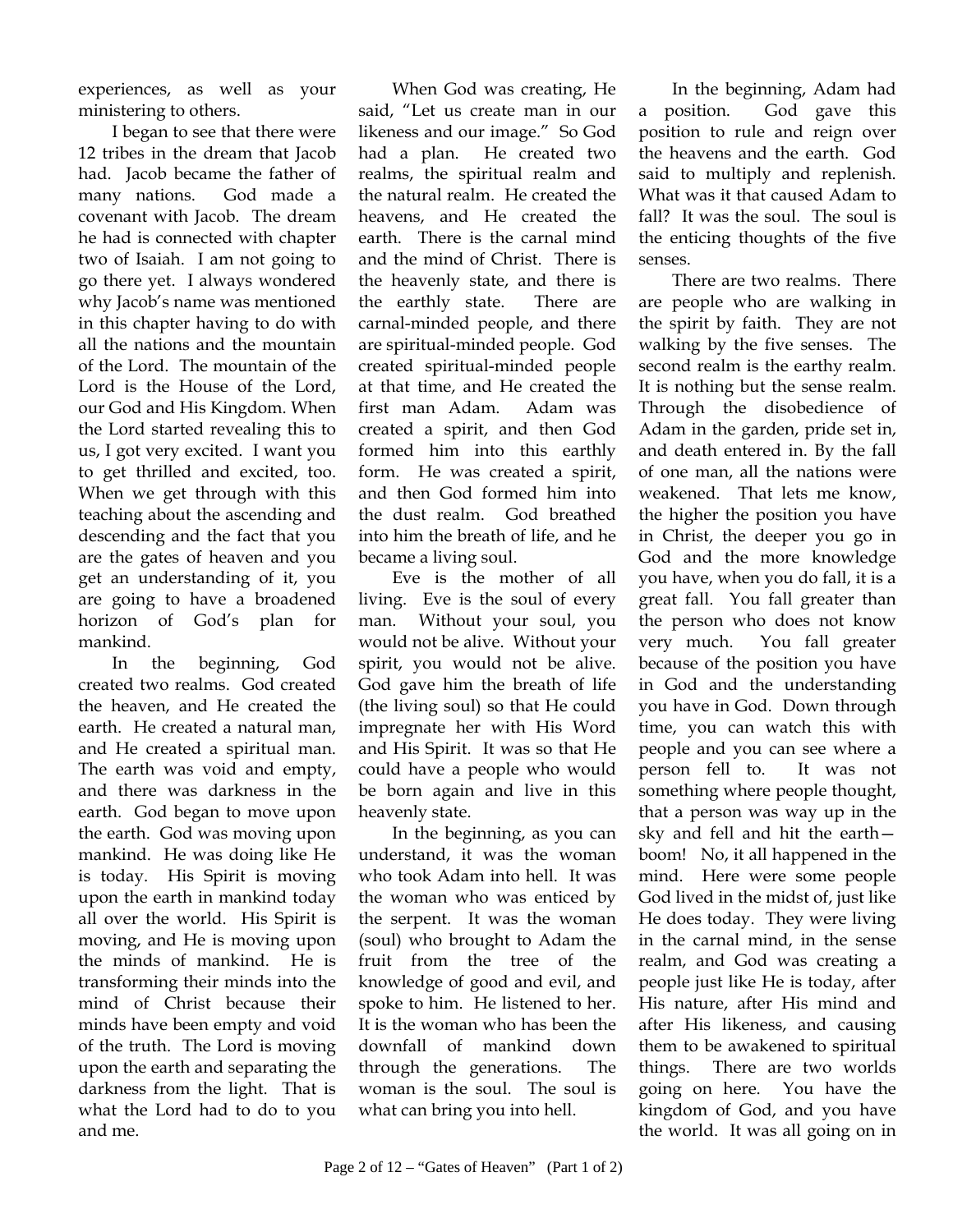experiences, as well as your ministering to others.

I began to see that there were 12 tribes in the dream that Jacob had. Jacob became the father of many nations. God made a covenant with Jacob. The dream he had is connected with chapter two of Isaiah. I am not going to go there yet. I always wondered why Jacob's name was mentioned in this chapter having to do with all the nations and the mountain of the Lord. The mountain of the Lord is the House of the Lord, our God and His Kingdom. When the Lord started revealing this to us, I got very excited. I want you to get thrilled and excited, too. When we get through with this teaching about the ascending and descending and the fact that you are the gates of heaven and you get an understanding of it, you are going to have a broadened horizon of God's plan for mankind.

In the beginning, God created two realms. God created the heaven, and He created the earth. He created a natural man, and He created a spiritual man. The earth was void and empty, and there was darkness in the earth. God began to move upon the earth. God was moving upon mankind. He was doing like He is today. His Spirit is moving upon the earth in mankind today all over the world. His Spirit is moving, and He is moving upon the minds of mankind. He is transforming their minds into the mind of Christ because their minds have been empty and void of the truth. The Lord is moving upon the earth and separating the darkness from the light. That is what the Lord had to do to you and me.

When God was creating, He said, "Let us create man in our likeness and our image." So God had a plan. He created two realms, the spiritual realm and the natural realm. He created the heavens, and He created the earth. There is the carnal mind and the mind of Christ. There is the heavenly state, and there is the earthly state. There are carnal-minded people, and there are spiritual-minded people. God created spiritual-minded people at that time, and He created the first man Adam. Adam was created a spirit, and then God formed him into this earthly form. He was created a spirit, and then God formed him into the dust realm. God breathed into him the breath of life, and he became a living soul.

Eve is the mother of all living. Eve is the soul of every man. Without your soul, you would not be alive. Without your spirit, you would not be alive. God gave him the breath of life (the living soul) so that He could impregnate her with His Word and His Spirit. It was so that He could have a people who would be born again and live in this heavenly state.

In the beginning, as you can understand, it was the woman who took Adam into hell. It was the woman who was enticed by the serpent. It was the woman (soul) who brought to Adam the fruit from the tree of the knowledge of good and evil, and spoke to him. He listened to her. It is the woman who has been the downfall of mankind down through the generations. The woman is the soul. The soul is what can bring you into hell.

In the beginning, Adam had a position. God gave this position to rule and reign over the heavens and the earth. God said to multiply and replenish. What was it that caused Adam to fall? It was the soul. The soul is the enticing thoughts of the five senses.

There are two realms. There are people who are walking in the spirit by faith. They are not walking by the five senses. The second realm is the earthy realm. It is nothing but the sense realm. Through the disobedience of Adam in the garden, pride set in, and death entered in. By the fall of one man, all the nations were weakened. That lets me know, the higher the position you have in Christ, the deeper you go in God and the more knowledge you have, when you do fall, it is a great fall. You fall greater than the person who does not know very much. You fall greater because of the position you have in God and the understanding you have in God. Down through time, you can watch this with people and you can see where a person fell to. It was not something where people thought, that a person was way up in the sky and fell and hit the earth—boom! No, it all happened in the mind. Here were some people God lived in the midst of, just like He does today. They were living in the carnal mind, in the sense realm, and God was creating a people just like He is today, after His nature, after His mind and after His likeness, and causing them to be awakened to spiritual things. There are two worlds going on here. You have the kingdom of God, and you have the world. It was all going on in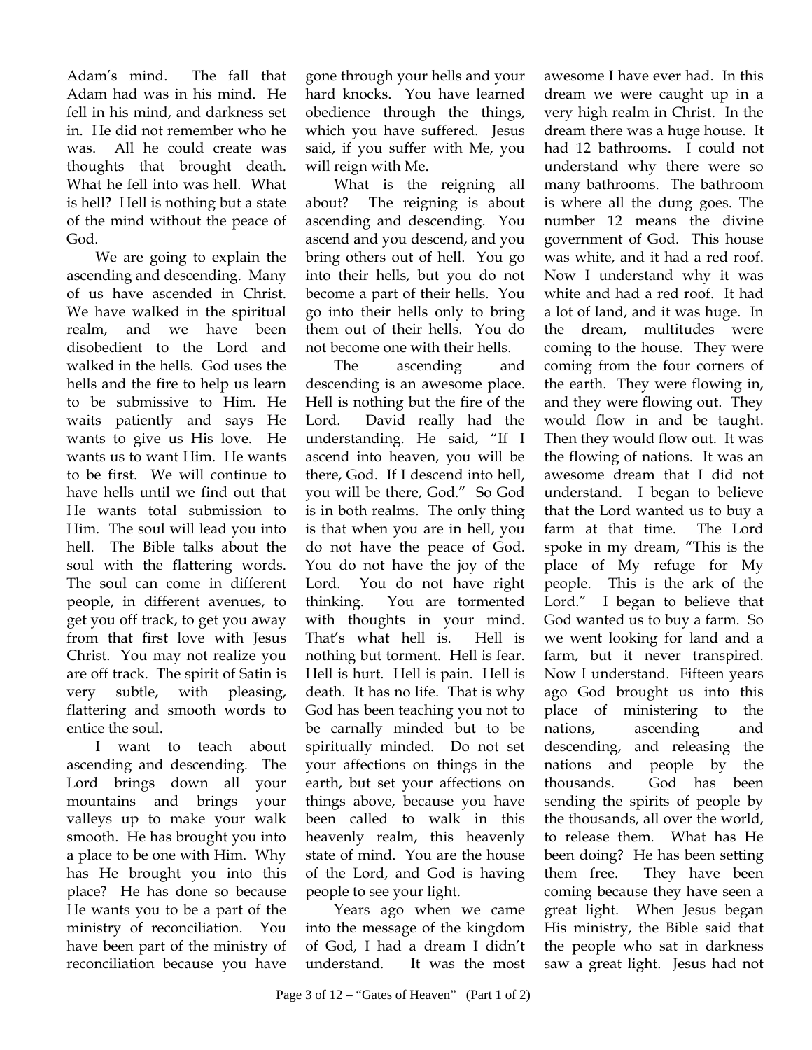Adam's mind. The fall that Adam had was in his mind. He fell in his mind, and darkness set in. He did not remember who he was. All he could create was thoughts that brought death. What he fell into was hell. What is hell? Hell is nothing but a state of the mind without the peace of God.

We are going to explain the ascending and descending. Many of us have ascended in Christ. We have walked in the spiritual realm, and we have been disobedient to the Lord and walked in the hells. God uses the hells and the fire to help us learn to be submissive to Him. He waits patiently and says He wants to give us His love. He wants us to want Him. He wants to be first. We will continue to have hells until we find out that He wants total submission to Him. The soul will lead you into hell. The Bible talks about the soul with the flattering words. The soul can come in different people, in different avenues, to get you off track, to get you away from that first love with Jesus Christ. You may not realize you are off track. The spirit of Satin is very subtle, with pleasing, flattering and smooth words to entice the soul.

I want to teach about ascending and descending. The Lord brings down all your mountains and brings your valleys up to make your walk smooth. He has brought you into a place to be one with Him. Why has He brought you into this place? He has done so because He wants you to be a part of the ministry of reconciliation. You have been part of the ministry of reconciliation because you have gone through your hells and your hard knocks. You have learned obedience through the things, which you have suffered. Jesus said, if you suffer with Me, you will reign with Me.

What is the reigning all about? The reigning is about ascending and descending. You ascend and you descend, and you bring others out of hell. You go into their hells, but you do not become a part of their hells. You go into their hells only to bring them out of their hells. You do not become one with their hells.

The ascending and descending is an awesome place. Hell is nothing but the fire of the Lord. David really had the understanding. He said, "If I ascend into heaven, you will be there, God. If I descend into hell, you will be there, God." So God is in both realms. The only thing is that when you are in hell, you do not have the peace of God. You do not have the joy of the Lord. You do not have right thinking. You are tormented with thoughts in your mind. That's what hell is. Hell is nothing but torment. Hell is fear. Hell is hurt. Hell is pain. Hell is death. It has no life. That is why God has been teaching you not to be carnally minded but to be spiritually minded. Do not set your affections on things in the earth, but set your affections on things above, because you have been called to walk in this heavenly realm, this heavenly state of mind. You are the house of the Lord, and God is having people to see your light.

Years ago when we came into the message of the kingdom of God, I had a dream I didn't understand. It was the most awesome I have ever had. In this dream we were caught up in a very high realm in Christ. In the dream there was a huge house. It had 12 bathrooms. I could not understand why there were so many bathrooms. The bathroom is where all the dung goes. The number 12 means the divine government of God. This house was white, and it had a red roof. Now I understand why it was white and had a red roof. It had a lot of land, and it was huge. In the dream, multitudes were coming to the house. They were coming from the four corners of the earth. They were flowing in, and they were flowing out. They would flow in and be taught. Then they would flow out. It was the flowing of nations. It was an awesome dream that I did not understand. I began to believe that the Lord wanted us to buy a farm at that time. The Lord spoke in my dream, "This is the place of My refuge for My people. This is the ark of the Lord." I began to believe that God wanted us to buy a farm. So we went looking for land and a farm, but it never transpired. Now I understand. Fifteen years ago God brought us into this place of ministering to the nations, ascending and descending, and releasing the nations and people by the thousands. God has been sending the spirits of people by the thousands, all over the world, to release them. What has He been doing? He has been setting them free. They have been coming because they have seen a great light. When Jesus began His ministry, the Bible said that the people who sat in darkness saw a great light. Jesus had not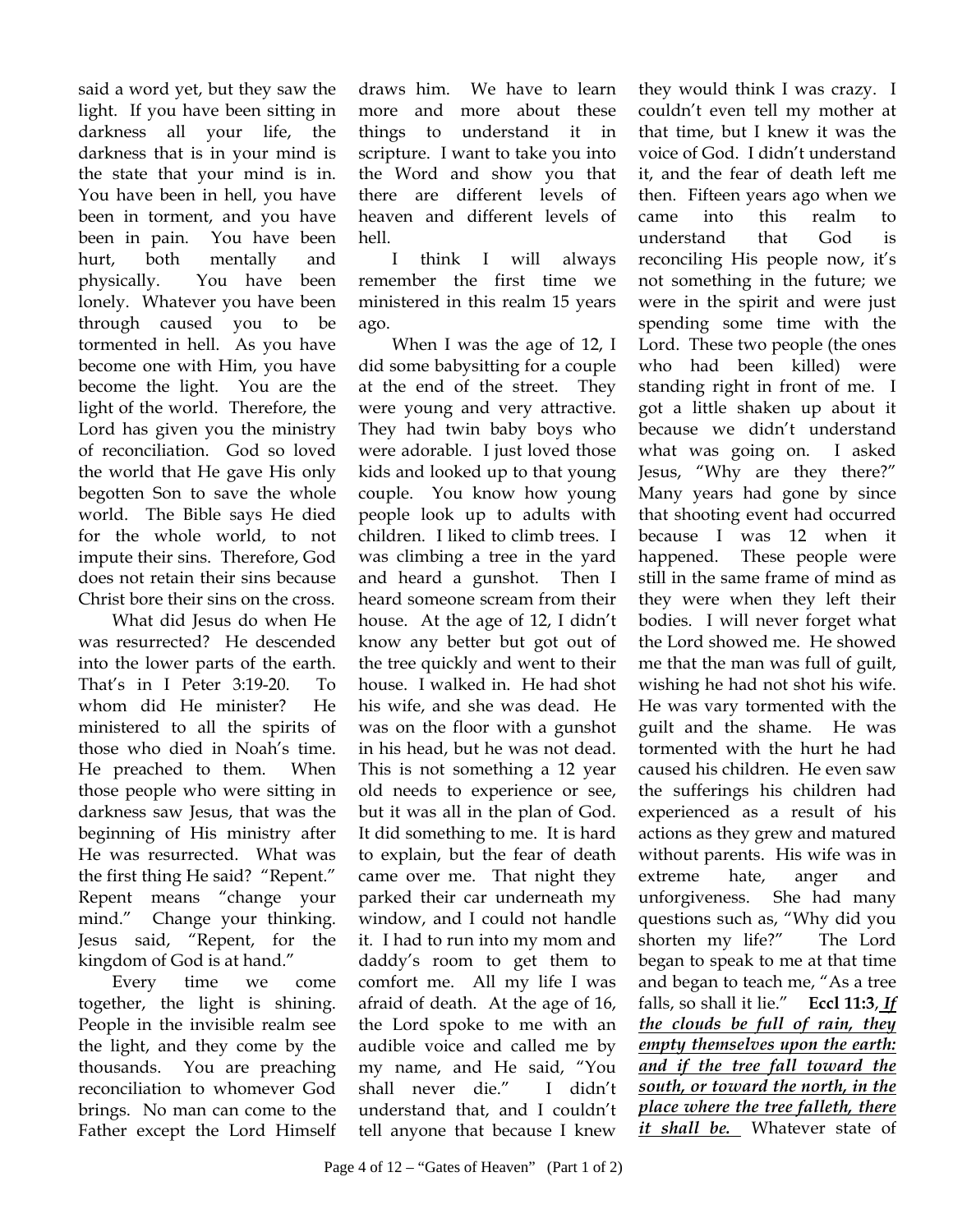said a word yet, but they saw the light. If you have been sitting in darkness all your life, the darkness that is in your mind is the state that your mind is in. You have been in hell, you have been in torment, and you have been in pain. You have been hurt, both mentally and physically. You have been lonely. Whatever you have been through caused you to be tormented in hell. As you have become one with Him, you have become the light. You are the light of the world. Therefore, the Lord has given you the ministry of reconciliation. God so loved the world that He gave His only begotten Son to save the whole world. The Bible says He died for the whole world, to not impute their sins. Therefore, God does not retain their sins because Christ bore their sins on the cross.

What did Jesus do when He was resurrected? He descended into the lower parts of the earth. That's in I Peter 3:19-20. To whom did He minister? He ministered to all the spirits of those who died in Noah's time. He preached to them. When those people who were sitting in darkness saw Jesus, that was the beginning of His ministry after He was resurrected. What was the first thing He said? "Repent." Repent means "change your mind." Change your thinking. Jesus said, "Repent, for the kingdom of God is at hand."

Every time we come together, the light is shining. People in the invisible realm see the light, and they come by the thousands. You are preaching reconciliation to whomever God brings. No man can come to the Father except the Lord Himself draws him. We have to learn more and more about these things to understand it in scripture. I want to take you into the Word and show you that there are different levels of heaven and different levels of hell.

I think I will always remember the first time we ministered in this realm 15 years ago.

When I was the age of 12, I did some babysitting for a couple at the end of the street. They were young and very attractive. They had twin baby boys who were adorable. I just loved those kids and looked up to that young couple. You know how young people look up to adults with children. I liked to climb trees. I was climbing a tree in the yard and heard a gunshot. Then I heard someone scream from their house. At the age of 12, I didn't know any better but got out of the tree quickly and went to their house. I walked in. He had shot his wife, and she was dead. He was on the floor with a gunshot in his head, but he was not dead. This is not something a 12 year old needs to experience or see, but it was all in the plan of God. It did something to me. It is hard to explain, but the fear of death came over me. That night they parked their car underneath my window, and I could not handle it. I had to run into my mom and daddy's room to get them to comfort me. All my life I was afraid of death. At the age of 16, the Lord spoke to me with an audible voice and called me by my name, and He said, "You shall never die." I didn't understand that, and I couldn't tell anyone that because I knew they would think I was crazy. I couldn't even tell my mother at that time, but I knew it was the voice of God. I didn't understand it, and the fear of death left me then. Fifteen years ago when we came into this realm to understand that God is reconciling His people now, it's not something in the future; we were in the spirit and were just spending some time with the Lord. These two people (the ones who had been killed) were standing right in front of me. I got a little shaken up about it because we didn't understand what was going on. I asked Jesus, "Why are they there?" Many years had gone by since that shooting event had occurred because I was 12 when it happened. These people were still in the same frame of mind as they were when they left their bodies. I will never forget what the Lord showed me. He showed me that the man was full of guilt, wishing he had not shot his wife. He was vary tormented with the guilt and the shame. He was tormented with the hurt he had caused his children. He even saw the sufferings his children had experienced as a result of his actions as they grew and matured without parents. His wife was in extreme hate, anger and unforgiveness. She had many questions such as, "Why did you shorten my life?" The Lord began to speak to me at that time and began to teach me, "As a tree falls, so shall it lie." **Eccl 11:3**, ***If the clouds be full of rain, they empty themselves upon the earth: and if the tree fall toward the south, or toward the north, in the place where the tree falleth, there it shall be.*** Whatever state of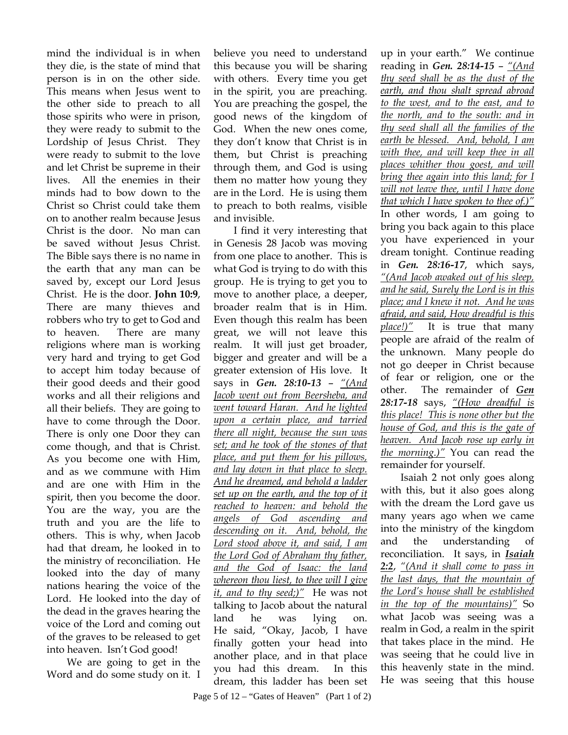mind the individual is in when they die, is the state of mind that person is in on the other side. This means when Jesus went to the other side to preach to all those spirits who were in prison, they were ready to submit to the Lordship of Jesus Christ. They were ready to submit to the love and let Christ be supreme in their lives. All the enemies in their minds had to bow down to the Christ so Christ could take them on to another realm because Jesus Christ is the door. No man can be saved without Jesus Christ. The Bible says there is no name in the earth that any man can be saved by, except our Lord Jesus Christ. He is the door. **John 10:9**, There are many thieves and robbers who try to get to God and to heaven. There are many religions where man is working very hard and trying to get God to accept him today because of their good deeds and their good works and all their religions and all their beliefs. They are going to have to come through the Door. There is only one Door they can come though, and that is Christ. As you become one with Him, and as we commune with Him and are one with Him in the spirit, then you become the door. You are the way, you are the truth and you are the life to others. This is why, when Jacob had that dream, he looked in to the ministry of reconciliation. He looked into the day of many nations hearing the voice of the Lord. He looked into the day of the dead in the graves hearing the voice of the Lord and coming out of the graves to be released to get into heaven. Isn't God good!

We are going to get in the Word and do some study on it. I believe you need to understand this because you will be sharing with others. Every time you get in the spirit, you are preaching. You are preaching the gospel, the good news of the kingdom of God. When the new ones come, they don't know that Christ is in them, but Christ is preaching through them, and God is using them no matter how young they are in the Lord. He is using them to preach to both realms, visible and invisible.

I find it very interesting that in Genesis 28 Jacob was moving from one place to another. This is what God is trying to do with this group. He is trying to get you to move to another place, a deeper, broader realm that is in Him. Even though this realm has been great, we will not leave this realm. It will just get broader, bigger and greater and will be a greater extension of His love. It says in ***Gen. 28:10-13*** – *"(And Jacob went out from Beersheba, and went toward Haran. And he lighted upon a certain place, and tarried there all night, because the sun was set; and he took of the stones of that place, and put them for his pillows, and lay down in that place to sleep. And he dreamed, and behold a ladder set up on the earth, and the top of it reached to heaven: and behold the angels of God ascending and descending on it. And, behold, the Lord stood above it, and said, I am the Lord God of Abraham thy father, and the God of Isaac: the land whereon thou liest, to thee will I give it, and to thy seed;)"* He was not talking to Jacob about the natural land he was lying on. He said, "Okay, Jacob, I have finally gotten your head into another place, and in that place you had this dream. In this dream, this ladder has been set up in your earth." We continue reading in ***Gen. 28:14-15*** – *"(And thy seed shall be as the dust of the earth, and thou shalt spread abroad to the west, and to the east, and to the north, and to the south: and in thy seed shall all the families of the earth be blessed. And, behold, I am with thee, and will keep thee in all places whither thou goest, and will bring thee again into this land; for I will not leave thee, until I have done that which I have spoken to thee of.)"* In other words, I am going to bring you back again to this place you have experienced in your dream tonight. Continue reading in ***Gen. 28:16-17***, which says, *"(And Jacob awaked out of his sleep, and he said, Surely the Lord is in this place; and I knew it not. And he was afraid, and said, How dreadful is this place!)"* It is true that many people are afraid of the realm of the unknown. Many people do not go deeper in Christ because of fear or religion, one or the other. The remainder of ***Gen 28:17-18*** says, *"(How dreadful is this place! This is none other but the house of God, and this is the gate of heaven. And Jacob rose up early in the morning.)"* You can read the remainder for yourself.

Isaiah 2 not only goes along with this, but it also goes along with the dream the Lord gave us many years ago when we came into the ministry of the kingdom and the understanding of reconciliation. It says, in ***Isaiah 2:2***, *"(And it shall come to pass in the last days, that the mountain of the Lord's house shall be established in the top of the mountains)"* So what Jacob was seeing was a realm in God, a realm in the spirit that takes place in the mind. He was seeing that he could live in this heavenly state in the mind. He was seeing that this house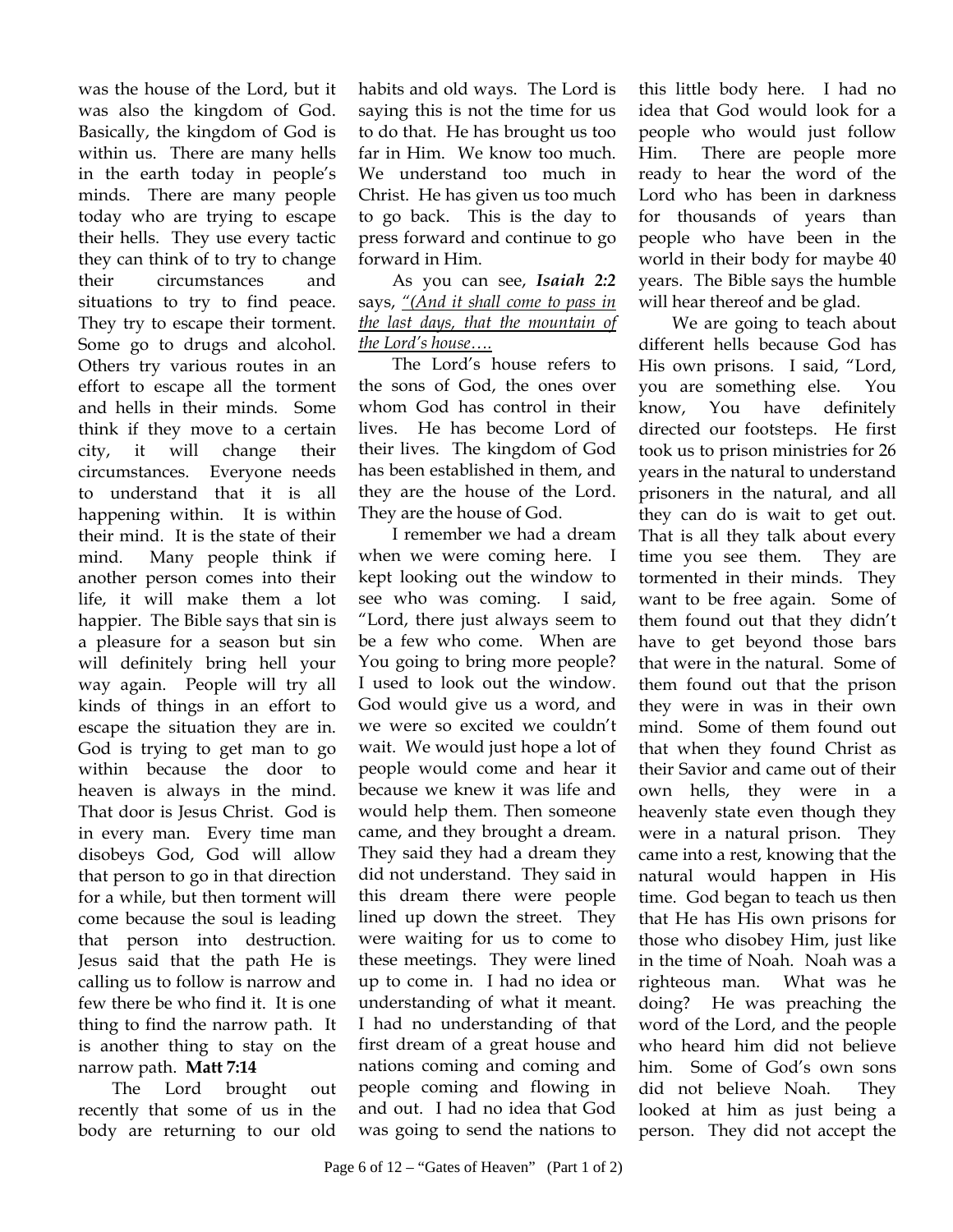was the house of the Lord, but it was also the kingdom of God. Basically, the kingdom of God is within us. There are many hells in the earth today in people's minds. There are many people today who are trying to escape their hells. They use every tactic they can think of to try to change their circumstances and situations to try to find peace. They try to escape their torment. Some go to drugs and alcohol. Others try various routes in an effort to escape all the torment and hells in their minds. Some think if they move to a certain city, it will change their circumstances. Everyone needs to understand that it is all happening within. It is within their mind. It is the state of their mind. Many people think if another person comes into their life, it will make them a lot happier. The Bible says that sin is a pleasure for a season but sin will definitely bring hell your way again. People will try all kinds of things in an effort to escape the situation they are in. God is trying to get man to go within because the door to heaven is always in the mind. That door is Jesus Christ. God is in every man. Every time man disobeys God, God will allow that person to go in that direction for a while, but then torment will come because the soul is leading that person into destruction. Jesus said that the path He is calling us to follow is narrow and few there be who find it. It is one thing to find the narrow path. It is another thing to stay on the narrow path. **Matt 7:14**

The Lord brought out recently that some of us in the body are returning to our old habits and old ways. The Lord is saying this is not the time for us to do that. He has brought us too far in Him. We know too much. We understand too much in Christ. He has given us too much to go back. This is the day to press forward and continue to go forward in Him.

As you can see, ***Isaiah 2:2*** says, *"(And it shall come to pass in the last days, that the mountain of the Lord's house….*

The Lord's house refers to the sons of God, the ones over whom God has control in their lives. He has become Lord of their lives. The kingdom of God has been established in them, and they are the house of the Lord. They are the house of God.

I remember we had a dream when we were coming here. I kept looking out the window to see who was coming. I said, "Lord, there just always seem to be a few who come. When are You going to bring more people? I used to look out the window. God would give us a word, and we were so excited we couldn't wait. We would just hope a lot of people would come and hear it because we knew it was life and would help them. Then someone came, and they brought a dream. They said they had a dream they did not understand. They said in this dream there were people lined up down the street. They were waiting for us to come to these meetings. They were lined up to come in. I had no idea or understanding of what it meant. I had no understanding of that first dream of a great house and nations coming and coming and people coming and flowing in and out. I had no idea that God was going to send the nations to this little body here. I had no idea that God would look for a people who would just follow Him. There are people more ready to hear the word of the Lord who has been in darkness for thousands of years than people who have been in the world in their body for maybe 40 years. The Bible says the humble will hear thereof and be glad.

We are going to teach about different hells because God has His own prisons. I said, "Lord, you are something else. You know, You have definitely directed our footsteps. He first took us to prison ministries for 26 years in the natural to understand prisoners in the natural, and all they can do is wait to get out. That is all they talk about every time you see them. They are tormented in their minds. They want to be free again. Some of them found out that they didn't have to get beyond those bars that were in the natural. Some of them found out that the prison they were in was in their own mind. Some of them found out that when they found Christ as their Savior and came out of their own hells, they were in a heavenly state even though they were in a natural prison. They came into a rest, knowing that the natural would happen in His time. God began to teach us then that He has His own prisons for those who disobey Him, just like in the time of Noah. Noah was a righteous man. What was he doing? He was preaching the word of the Lord, and the people who heard him did not believe him. Some of God's own sons did not believe Noah. They looked at him as just being a person. They did not accept the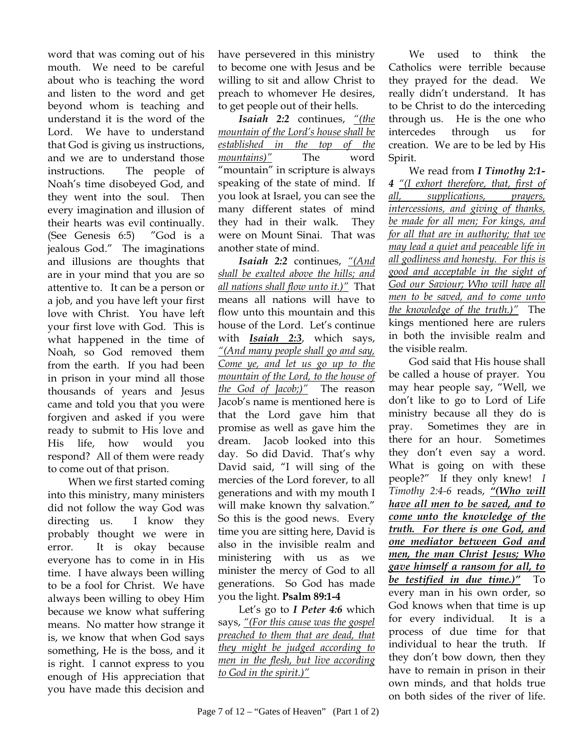word that was coming out of his mouth. We need to be careful about who is teaching the word and listen to the word and get beyond whom is teaching and understand it is the word of the Lord. We have to understand that God is giving us instructions, and we are to understand those instructions. The people of Noah's time disobeyed God, and they went into the soul. Then every imagination and illusion of their hearts was evil continually. (See Genesis 6:5) "God is a jealous God." The imaginations and illusions are thoughts that are in your mind that you are so attentive to. It can be a person or a job, and you have left your first love with Christ. You have left your first love with God. This is what happened in the time of Noah, so God removed them from the earth. If you had been in prison in your mind all those thousands of years and Jesus came and told you that you were forgiven and asked if you were ready to submit to His love and His life, how would you respond? All of them were ready to come out of that prison.

When we first started coming into this ministry, many ministers did not follow the way God was directing us. I know they probably thought we were in error. It is okay because everyone has to come in in His time. I have always been willing to be a fool for Christ. We have always been willing to obey Him because we know what suffering means. No matter how strange it is, we know that when God says something, He is the boss, and it is right. I cannot express to you enough of His appreciation that you have made this decision and have persevered in this ministry to become one with Jesus and be willing to sit and allow Christ to preach to whomever He desires, to get people out of their hells.

***Isaiah 2:2*** continues, *"(the mountain of the Lord's house shall be established in the top of the mountains)"* The word "mountain" in scripture is always speaking of the state of mind. If you look at Israel, you can see the many different states of mind they had in their walk. They were on Mount Sinai. That was another state of mind.

***Isaiah 2:2*** continues, *"(And shall be exalted above the hills; and all nations shall flow unto it.)"* That means all nations will have to flow unto this mountain and this house of the Lord. Let's continue with ***Isaiah 2:3***, which says, *"(And many people shall go and say, Come ye, and let us go up to the mountain of the Lord, to the house of the God of Jacob;)"* The reason Jacob's name is mentioned here is that the Lord gave him that promise as well as gave him the dream. Jacob looked into this day. So did David. That's why David said, "I will sing of the mercies of the Lord forever, to all generations and with my mouth I will make known thy salvation." So this is the good news. Every time you are sitting here, David is also in the invisible realm and ministering with us as we minister the mercy of God to all generations. So God has made you the light. **Psalm 89:1-4**

Let's go to ***I Peter 4:6*** which says, *"(For this cause was the gospel preached to them that are dead, that they might be judged according to men in the flesh, but live according to God in the spirit.)"*

We used to think the Catholics were terrible because they prayed for the dead. We really didn't understand. It has to be Christ to do the interceding through us. He is the one who intercedes through us for creation. We are to be led by His Spirit.

We read from ***I Timothy 2:1-4*** *"(I exhort therefore, that, first of all, supplications, prayers, intercessions, and giving of thanks, be made for all men; For kings, and for all that are in authority; that we may lead a quiet and peaceable life in all godliness and honesty. For this is good and acceptable in the sight of God our Saviour; Who will have all men to be saved, and to come unto the knowledge of the truth.)"* The kings mentioned here are rulers in both the invisible realm and the visible realm.

God said that His house shall be called a house of prayer. You may hear people say, "Well, we don't like to go to Lord of Life ministry because all they do is pray. Sometimes they are in there for an hour. Sometimes they don't even say a word. What is going on with these people?" If they only knew! *I Timothy 2:4-6* reads, ***"(Who will have all men to be saved, and to come unto the knowledge of the truth. For there is one God, and one mediator between God and men, the man Christ Jesus; Who gave himself a ransom for all, to be testified in due time.)"*** To every man in his own order, so God knows when that time is up for every individual. It is a process of due time for that individual to hear the truth. If they don't bow down, then they have to remain in prison in their own minds, and that holds true on both sides of the river of life.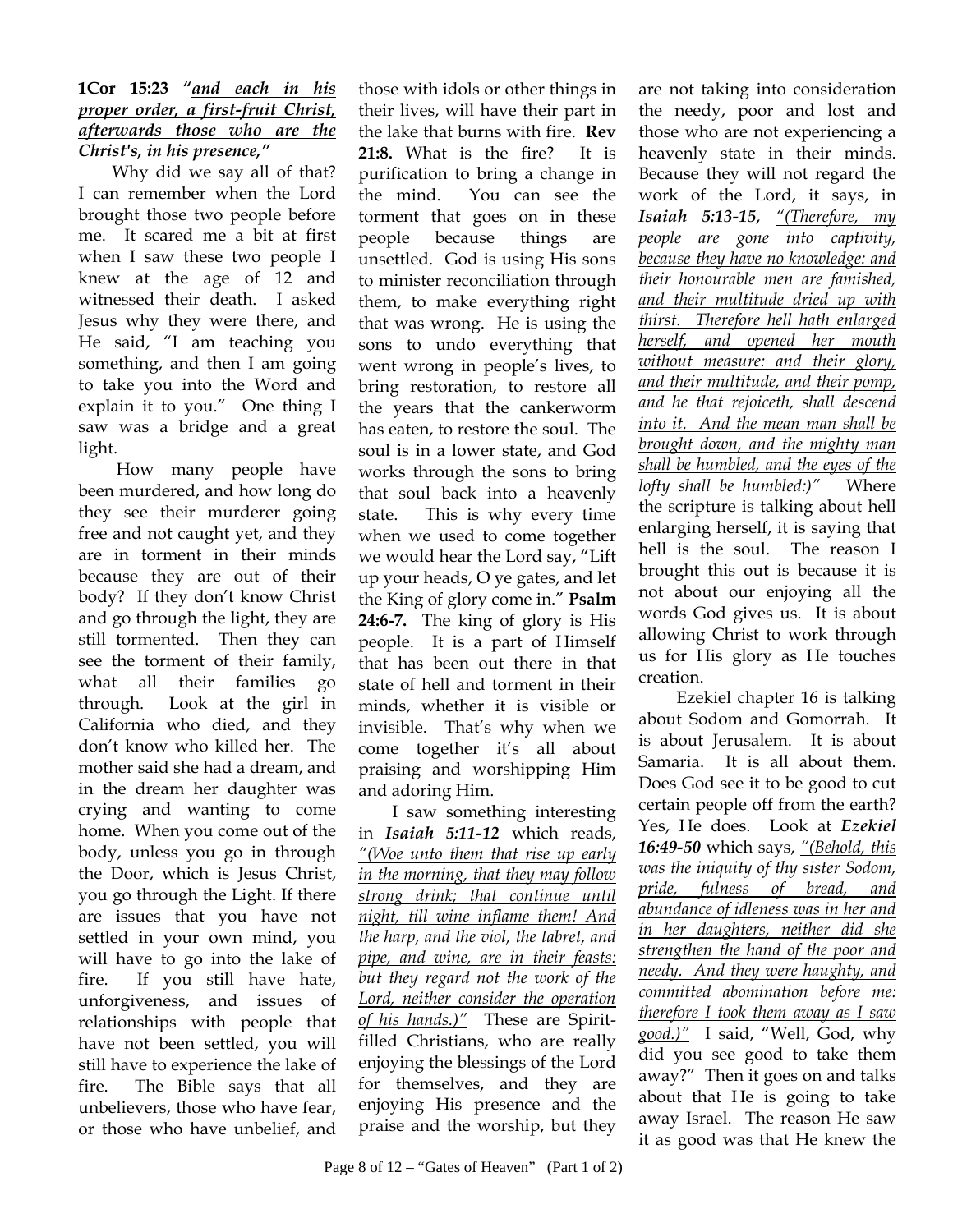**1Cor 15:23 "*<u>and each in his proper order, a first-fruit Christ, afterwards those who are the Christ's, in his presence,</u>*"**

Why did we say all of that? I can remember when the Lord brought those two people before me. It scared me a bit at first when I saw these two people I knew at the age of 12 and witnessed their death. I asked Jesus why they were there, and He said, "I am teaching you something, and then I am going to take you into the Word and explain it to you." One thing I saw was a bridge and a great light.

How many people have been murdered, and how long do they see their murderer going free and not caught yet, and they are in torment in their minds because they are out of their body? If they don't know Christ and go through the light, they are still tormented. Then they can see the torment of their family, what all their families go through. Look at the girl in California who died, and they don't know who killed her. The mother said she had a dream, and in the dream her daughter was crying and wanting to come home. When you come out of the body, unless you go in through the Door, which is Jesus Christ, you go through the Light. If there are issues that you have not settled in your own mind, you will have to go into the lake of fire. If you still have hate, unforgiveness, and issues of relationships with people that have not been settled, you will still have to experience the lake of fire. The Bible says that all unbelievers, those who have fear, or those who have unbelief, and those with idols or other things in their lives, will have their part in the lake that burns with fire. **Rev 21:8.** What is the fire? It is purification to bring a change in the mind. You can see the torment that goes on in these people because things are unsettled. God is using His sons to minister reconciliation through them, to make everything right that was wrong. He is using the sons to undo everything that went wrong in people's lives, to bring restoration, to restore all the years that the cankerworm has eaten, to restore the soul. The soul is in a lower state, and God works through the sons to bring that soul back into a heavenly state. This is why every time when we used to come together we would hear the Lord say, "Lift up your heads, O ye gates, and let the King of glory come in." **Psalm 24:6-7.** The king of glory is His people. It is a part of Himself that has been out there in that state of hell and torment in their minds, whether it is visible or invisible. That's why when we come together it's all about praising and worshipping Him and adoring Him.

I saw something interesting in ***Isaiah 5:11-12*** which reads, *<u>"(Woe unto them that rise up early in the morning, that they may follow strong drink; that continue until night, till wine inflame them! And the harp, and the viol, the tabret, and pipe, and wine, are in their feasts: but they regard not the work of the Lord, neither consider the operation of his hands.)"</u>* These are Spirit-filled Christians, who are really enjoying the blessings of the Lord for themselves, and they are enjoying His presence and the praise and the worship, but they are not taking into consideration the needy, poor and lost and those who are not experiencing a heavenly state in their minds. Because they will not regard the work of the Lord, it says, in ***Isaiah 5:13-15***, *<u>"(Therefore, my people are gone into captivity, because they have no knowledge: and their honourable men are famished, and their multitude dried up with thirst. Therefore hell hath enlarged herself, and opened her mouth without measure: and their glory, and their multitude, and their pomp, and he that rejoiceth, shall descend into it. And the mean man shall be brought down, and the mighty man shall be humbled, and the eyes of the lofty shall be humbled:)"</u>* Where the scripture is talking about hell enlarging herself, it is saying that hell is the soul. The reason I brought this out is because it is not about our enjoying all the words God gives us. It is about allowing Christ to work through us for His glory as He touches creation.

Ezekiel chapter 16 is talking about Sodom and Gomorrah. It is about Jerusalem. It is about Samaria. It is all about them. Does God see it to be good to cut certain people off from the earth? Yes, He does. Look at ***Ezekiel 16:49-50*** which says, *<u>"(Behold, this was the iniquity of thy sister Sodom, pride, fulness of bread, and abundance of idleness was in her and in her daughters, neither did she strengthen the hand of the poor and needy. And they were haughty, and committed abomination before me: therefore I took them away as I saw good.)"</u>* I said, "Well, God, why did you see good to take them away?" Then it goes on and talks about that He is going to take away Israel. The reason He saw it as good was that He knew the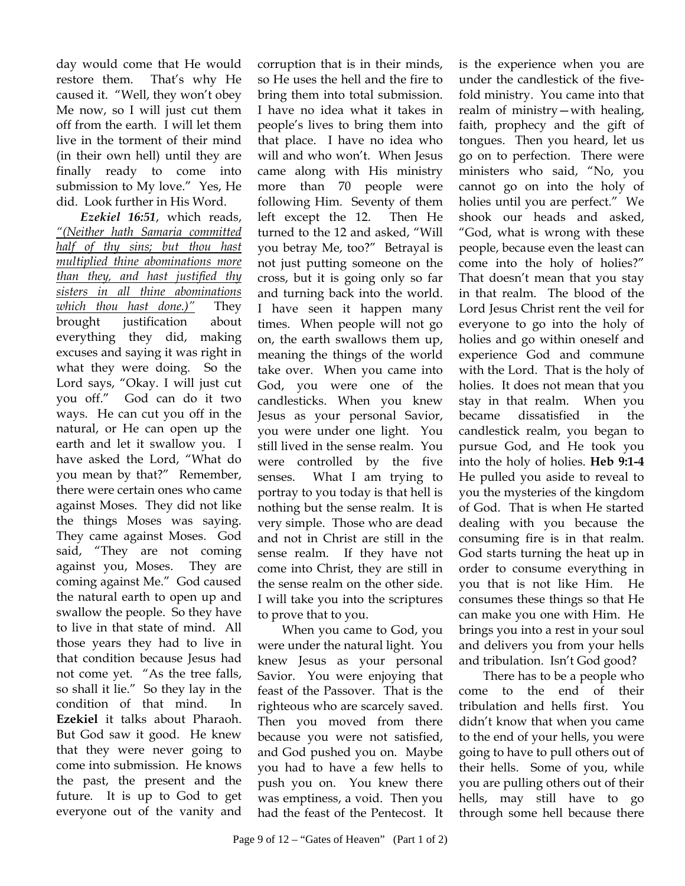day would come that He would restore them. That's why He caused it. "Well, they won't obey Me now, so I will just cut them off from the earth. I will let them live in the torment of their mind (in their own hell) until they are finally ready to come into submission to My love." Yes, He did. Look further in His Word.

***Ezekiel 16:51***, which reads, *"(Neither hath Samaria committed half of thy sins; but thou hast multiplied thine abominations more than they, and hast justified thy sisters in all thine abominations which thou hast done.)"* They brought justification about everything they did, making excuses and saying it was right in what they were doing. So the Lord says, "Okay. I will just cut you off." God can do it two ways. He can cut you off in the natural, or He can open up the earth and let it swallow you. I have asked the Lord, "What do you mean by that?" Remember, there were certain ones who came against Moses. They did not like the things Moses was saying. They came against Moses. God said, "They are not coming against you, Moses. They are coming against Me." God caused the natural earth to open up and swallow the people. So they have to live in that state of mind. All those years they had to live in that condition because Jesus had not come yet. "As the tree falls, so shall it lie." So they lay in the condition of that mind. In **Ezekiel** it talks about Pharaoh. But God saw it good. He knew that they were never going to come into submission. He knows the past, the present and the future. It is up to God to get everyone out of the vanity and corruption that is in their minds, so He uses the hell and the fire to bring them into total submission. I have no idea what it takes in people's lives to bring them into that place. I have no idea who will and who won't. When Jesus came along with His ministry more than 70 people were following Him. Seventy of them left except the 12. Then He turned to the 12 and asked, "Will you betray Me, too?" Betrayal is not just putting someone on the cross, but it is going only so far and turning back into the world. I have seen it happen many times. When people will not go on, the earth swallows them up, meaning the things of the world take over. When you came into God, you were one of the candlesticks. When you knew Jesus as your personal Savior, you were under one light. You still lived in the sense realm. You were controlled by the five senses. What I am trying to portray to you today is that hell is nothing but the sense realm. It is very simple. Those who are dead and not in Christ are still in the sense realm. If they have not come into Christ, they are still in the sense realm on the other side. I will take you into the scriptures to prove that to you.

When you came to God, you were under the natural light. You knew Jesus as your personal Savior. You were enjoying that feast of the Passover. That is the righteous who are scarcely saved. Then you moved from there because you were not satisfied, and God pushed you on. Maybe you had to have a few hells to push you on. You knew there was emptiness, a void. Then you had the feast of the Pentecost. It is the experience when you are under the candlestick of the five-fold ministry. You came into that realm of ministry—with healing, faith, prophecy and the gift of tongues. Then you heard, let us go on to perfection. There were ministers who said, "No, you cannot go on into the holy of holies until you are perfect." We shook our heads and asked, "God, what is wrong with these people, because even the least can come into the holy of holies?" That doesn't mean that you stay in that realm. The blood of the Lord Jesus Christ rent the veil for everyone to go into the holy of holies and go within oneself and experience God and commune with the Lord. That is the holy of holies. It does not mean that you stay in that realm. When you became dissatisfied in the candlestick realm, you began to pursue God, and He took you into the holy of holies. **Heb 9:1-4** He pulled you aside to reveal to you the mysteries of the kingdom of God. That is when He started dealing with you because the consuming fire is in that realm. God starts turning the heat up in order to consume everything in you that is not like Him. He consumes these things so that He can make you one with Him. He brings you into a rest in your soul and delivers you from your hells and tribulation. Isn't God good?

There has to be a people who come to the end of their tribulation and hells first. You didn't know that when you came to the end of your hells, you were going to have to pull others out of their hells. Some of you, while you are pulling others out of their hells, may still have to go through some hell because there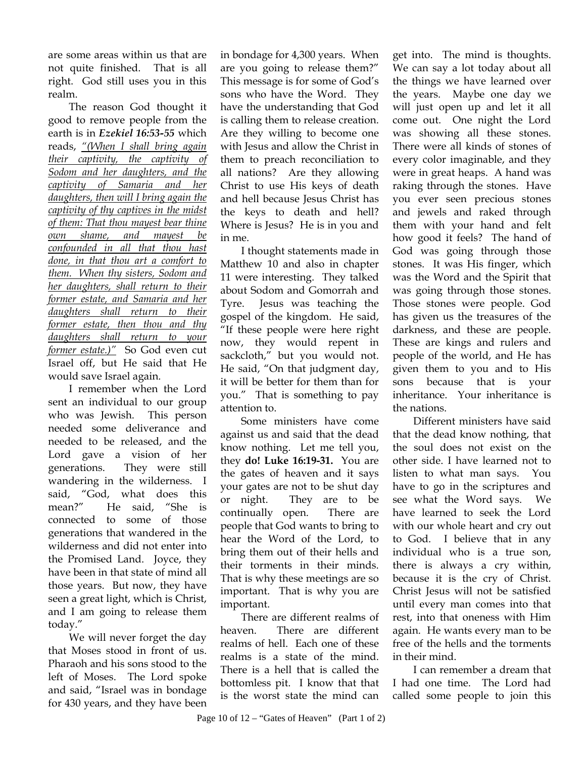are some areas within us that are not quite finished. That is all right. God still uses you in this realm.

The reason God thought it good to remove people from the earth is in ***Ezekiel 16:53-55*** which reads, *"(When I shall bring again their captivity, the captivity of Sodom and her daughters, and the captivity of Samaria and her daughters, then will I bring again the captivity of thy captives in the midst of them: That thou mayest bear thine own shame, and mayest be confounded in all that thou hast done, in that thou art a comfort to them. When thy sisters, Sodom and her daughters, shall return to their former estate, and Samaria and her daughters shall return to their former estate, then thou and thy daughters shall return to your former estate.)"* So God even cut Israel off, but He said that He would save Israel again.

I remember when the Lord sent an individual to our group who was Jewish. This person needed some deliverance and needed to be released, and the Lord gave a vision of her generations. They were still wandering in the wilderness. I said, "God, what does this mean?" He said, "She is connected to some of those generations that wandered in the wilderness and did not enter into the Promised Land. Joyce, they have been in that state of mind all those years. But now, they have seen a great light, which is Christ, and I am going to release them today."

We will never forget the day that Moses stood in front of us. Pharaoh and his sons stood to the left of Moses. The Lord spoke and said, "Israel was in bondage for 430 years, and they have been in bondage for 4,300 years. When are you going to release them?" This message is for some of God's sons who have the Word. They have the understanding that God is calling them to release creation. Are they willing to become one with Jesus and allow the Christ in them to preach reconciliation to all nations? Are they allowing Christ to use His keys of death and hell because Jesus Christ has the keys to death and hell? Where is Jesus? He is in you and in me.

I thought statements made in Matthew 10 and also in chapter 11 were interesting. They talked about Sodom and Gomorrah and Tyre. Jesus was teaching the gospel of the kingdom. He said, "If these people were here right now, they would repent in sackcloth," but you would not. He said, "On that judgment day, it will be better for them than for you." That is something to pay attention to.

Some ministers have come against us and said that the dead know nothing. Let me tell you, they **do! Luke 16:19-31.** You are the gates of heaven and it says your gates are not to be shut day or night. They are to be continually open. There are people that God wants to bring to hear the Word of the Lord, to bring them out of their hells and their torments in their minds. That is why these meetings are so important. That is why you are important.

There are different realms of heaven. There are different realms of hell. Each one of these realms is a state of the mind. There is a hell that is called the bottomless pit. I know that that is the worst state the mind can get into. The mind is thoughts. We can say a lot today about all the things we have learned over the years. Maybe one day we will just open up and let it all come out. One night the Lord was showing all these stones. There were all kinds of stones of every color imaginable, and they were in great heaps. A hand was raking through the stones. Have you ever seen precious stones and jewels and raked through them with your hand and felt how good it feels? The hand of God was going through those stones. It was His finger, which was the Word and the Spirit that was going through those stones. Those stones were people. God has given us the treasures of the darkness, and these are people. These are kings and rulers and people of the world, and He has given them to you and to His sons because that is your inheritance. Your inheritance is the nations.

Different ministers have said that the dead know nothing, that the soul does not exist on the other side. I have learned not to listen to what man says. You have to go in the scriptures and see what the Word says. We have learned to seek the Lord with our whole heart and cry out to God. I believe that in any individual who is a true son, there is always a cry within, because it is the cry of Christ. Christ Jesus will not be satisfied until every man comes into that rest, into that oneness with Him again. He wants every man to be free of the hells and the torments in their mind.

I can remember a dream that I had one time. The Lord had called some people to join this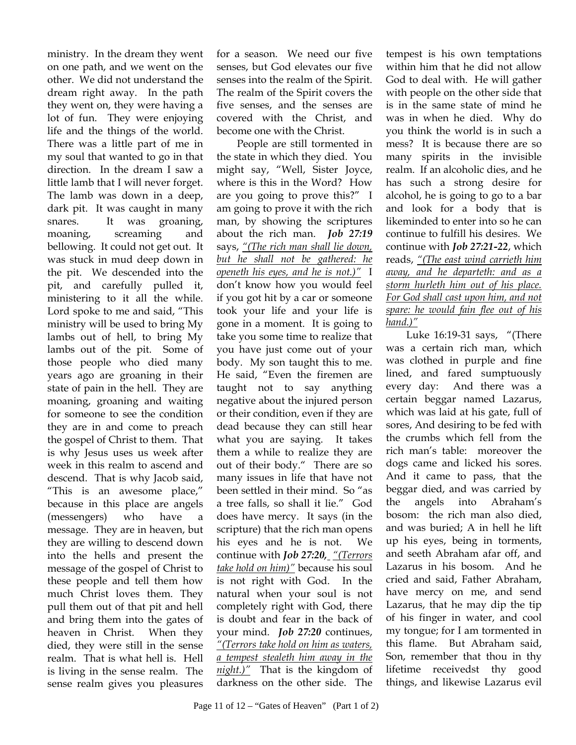ministry. In the dream they went on one path, and we went on the other. We did not understand the dream right away. In the path they went on, they were having a lot of fun. They were enjoying life and the things of the world. There was a little part of me in my soul that wanted to go in that direction. In the dream I saw a little lamb that I will never forget. The lamb was down in a deep, dark pit. It was caught in many snares. It was groaning, moaning, screaming and bellowing. It could not get out. It was stuck in mud deep down in the pit. We descended into the pit, and carefully pulled it, ministering to it all the while. Lord spoke to me and said, "This ministry will be used to bring My lambs out of hell, to bring My lambs out of the pit. Some of those people who died many years ago are groaning in their state of pain in the hell. They are moaning, groaning and waiting for someone to see the condition they are in and come to preach the gospel of Christ to them. That is why Jesus uses us week after week in this realm to ascend and descend. That is why Jacob said, "This is an awesome place," because in this place are angels (messengers) who have a message. They are in heaven, but they are willing to descend down into the hells and present the message of the gospel of Christ to these people and tell them how much Christ loves them. They pull them out of that pit and hell and bring them into the gates of heaven in Christ. When they died, they were still in the sense realm. That is what hell is. Hell is living in the sense realm. The sense realm gives you pleasures for a season. We need our five senses, but God elevates our five senses into the realm of the Spirit. The realm of the Spirit covers the five senses, and the senses are covered with the Christ, and become one with the Christ.

People are still tormented in the state in which they died. You might say, "Well, Sister Joyce, where is this in the Word? How are you going to prove this?" I am going to prove it with the rich man, by showing the scriptures about the rich man. ***Job 27:19*** says, *"(The rich man shall lie down, but he shall not be gathered: he openeth his eyes, and he is not.)"* I don't know how you would feel if you got hit by a car or someone took your life and your life is gone in a moment. It is going to take you some time to realize that you have just come out of your body. My son taught this to me. He said, "Even the firemen are taught not to say anything negative about the injured person or their condition, even if they are dead because they can still hear what you are saying. It takes them a while to realize they are out of their body." There are so many issues in life that have not been settled in their mind. So "as a tree falls, so shall it lie." God does have mercy. It says (in the scripture) that the rich man opens his eyes and he is not. We continue with ***Job 27:20,*** *"(Terrors take hold on him)"* because his soul is not right with God. In the natural when your soul is not completely right with God, there is doubt and fear in the back of your mind. ***Job 27:20*** continues, *"(Terrors take hold on him as waters, a tempest stealeth him away in the night.)"* That is the kingdom of darkness on the other side. The tempest is his own temptations within him that he did not allow God to deal with. He will gather with people on the other side that is in the same state of mind he was in when he died. Why do you think the world is in such a mess? It is because there are so many spirits in the invisible realm. If an alcoholic dies, and he has such a strong desire for alcohol, he is going to go to a bar and look for a body that is likeminded to enter into so he can continue to fulfill his desires. We continue with ***Job 27:21-22***, which reads, *"(The east wind carrieth him away, and he departeth: and as a storm hurleth him out of his place. For God shall cast upon him, and not spare: he would fain flee out of his hand.)"*

Luke 16:19-31 says, "(There was a certain rich man, which was clothed in purple and fine lined, and fared sumptuously every day: And there was a certain beggar named Lazarus, which was laid at his gate, full of sores, And desiring to be fed with the crumbs which fell from the rich man's table: moreover the dogs came and licked his sores. And it came to pass, that the beggar died, and was carried by the angels into Abraham's bosom: the rich man also died, and was buried; A in hell he lift up his eyes, being in torments, and seeth Abraham afar off, and Lazarus in his bosom. And he cried and said, Father Abraham, have mercy on me, and send Lazarus, that he may dip the tip of his finger in water, and cool my tongue; for I am tormented in this flame. But Abraham said, Son, remember that thou in thy lifetime receivedst thy good things, and likewise Lazarus evil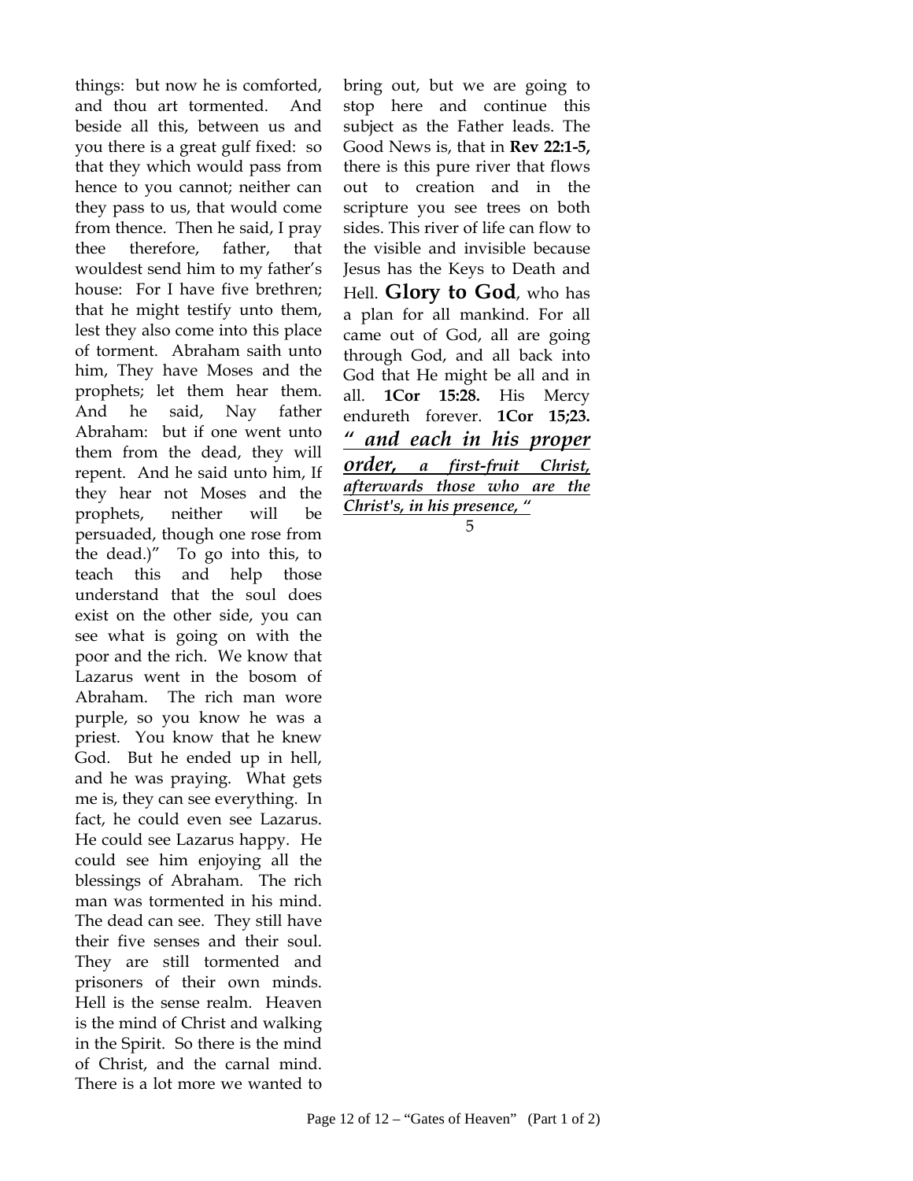things: but now he is comforted, and thou art tormented. And beside all this, between us and you there is a great gulf fixed: so that they which would pass from hence to you cannot; neither can they pass to us, that would come from thence. Then he said, I pray thee therefore, father, that wouldest send him to my father's house: For I have five brethren; that he might testify unto them, lest they also come into this place of torment. Abraham saith unto him, They have Moses and the prophets; let them hear them. And he said, Nay father Abraham: but if one went unto them from the dead, they will repent. And he said unto him, If they hear not Moses and the prophets, neither will be persuaded, though one rose from the dead.)" To go into this, to teach this and help those understand that the soul does exist on the other side, you can see what is going on with the poor and the rich. We know that Lazarus went in the bosom of Abraham. The rich man wore purple, so you know he was a priest. You know that he knew God. But he ended up in hell, and he was praying. What gets me is, they can see everything. In fact, he could even see Lazarus. He could see Lazarus happy. He could see him enjoying all the blessings of Abraham. The rich man was tormented in his mind. The dead can see. They still have their five senses and their soul. They are still tormented and prisoners of their own minds. Hell is the sense realm. Heaven is the mind of Christ and walking in the Spirit. So there is the mind of Christ, and the carnal mind. There is a lot more we wanted to bring out, but we are going to stop here and continue this subject as the Father leads. The Good News is, that in **Rev 22:1-5,** there is this pure river that flows out to creation and in the scripture you see trees on both sides. This river of life can flow to the visible and invisible because Jesus has the Keys to Death and Hell. **Glory to God**, who has a plan for all mankind. For all came out of God, all are going through God, and all back into God that He might be all and in all. **1Cor 15:28.** His Mercy endureth forever. **1Cor 15;23.** ***" and each in his proper order, a first-fruit Christ, afterwards those who are the Christ's, in his presence, "***

5